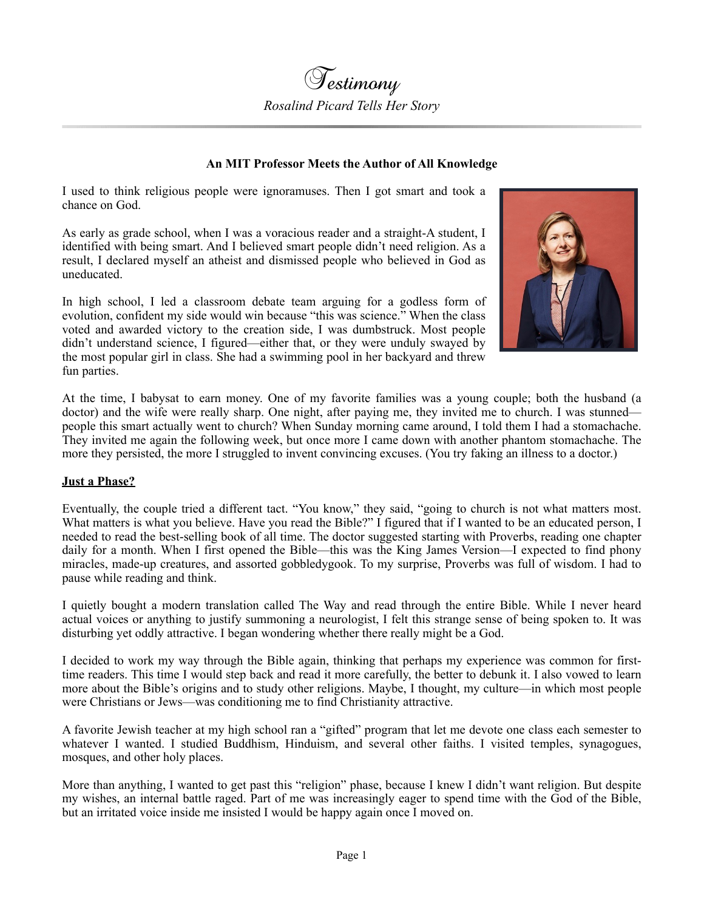# *Testimony*

*Rosalind Picard Tells Her Story*

### **An MIT Professor Meets the Author of All Knowledge**

I used to think religious people were ignoramuses. Then I got smart and took a chance on God.

As early as grade school, when I was a voracious reader and a straight-A student, I identified with being smart. And I believed smart people didn't need religion. As a result, I declared myself an atheist and dismissed people who believed in God as uneducated.

In high school, I led a classroom debate team arguing for a godless form of evolution, confident my side would win because "this was science." When the class voted and awarded victory to the creation side, I was dumbstruck. Most people didn't understand science, I figured—either that, or they were unduly swayed by the most popular girl in class. She had a swimming pool in her backyard and threw fun parties.

At the time, I babysat to earn money. One of my favorite families was a young couple; both the husband (a doctor) and the wife were really sharp. One night, after paying me, they invited me to church. I was stunned—people this smart actually went to church? When Sunday morning came around, I told them I had a stomachache. They invited me again the following week, but once more I came down with another phantom stomachache. The more they persisted, the more I struggled to invent convincing excuses. (You try faking an illness to a doctor.)

**Just a Phase?**

Eventually, the couple tried a different tact. "You know," they said, "going to church is not what matters most. What matters is what you believe. Have you read the Bible?" I figured that if I wanted to be an educated person, I needed to read the best-selling book of all time. The doctor suggested starting with Proverbs, reading one chapter daily for a month. When I first opened the Bible—this was the King James Version—I expected to find phony miracles, made-up creatures, and assorted gobbledygook. To my surprise, Proverbs was full of wisdom. I had to pause while reading and think.

I quietly bought a modern translation called The Way and read through the entire Bible. While I never heard actual voices or anything to justify summoning a neurologist, I felt this strange sense of being spoken to. It was disturbing yet oddly attractive. I began wondering whether there really might be a God.

I decided to work my way through the Bible again, thinking that perhaps my experience was common for first-time readers. This time I would step back and read it more carefully, the better to debunk it. I also vowed to learn more about the Bible's origins and to study other religions. Maybe, I thought, my culture—in which most people were Christians or Jews—was conditioning me to find Christianity attractive.

A favorite Jewish teacher at my high school ran a "gifted" program that let me devote one class each semester to whatever I wanted. I studied Buddhism, Hinduism, and several other faiths. I visited temples, synagogues, mosques, and other holy places.

More than anything, I wanted to get past this "religion" phase, because I knew I didn't want religion. But despite my wishes, an internal battle raged. Part of me was increasingly eager to spend time with the God of the Bible, but an irritated voice inside me insisted I would be happy again once I moved on.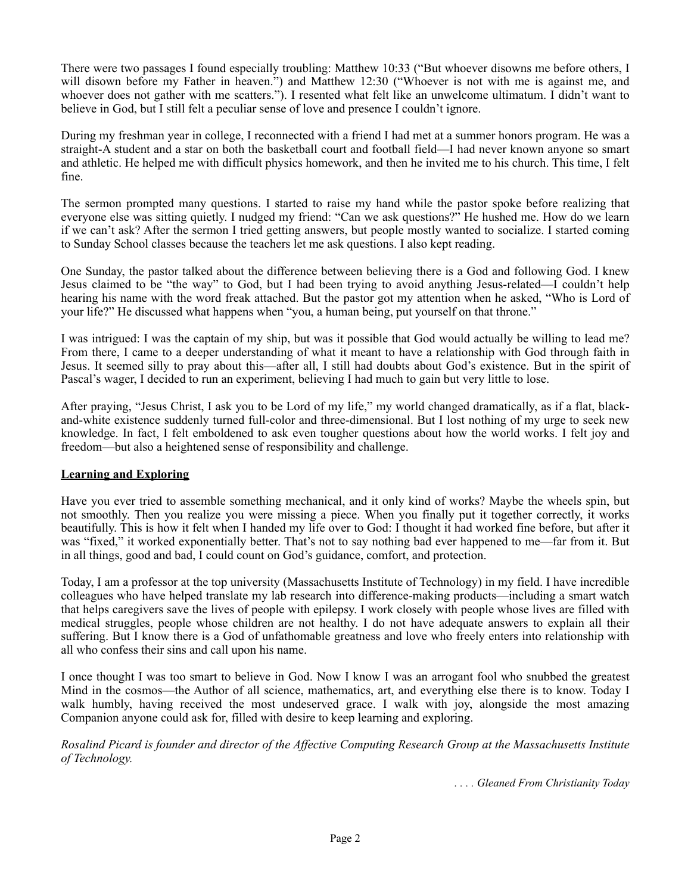There were two passages I found especially troubling: Matthew 10:33 ("But whoever disowns me before others, I will disown before my Father in heaven.") and Matthew 12:30 ("Whoever is not with me is against me, and whoever does not gather with me scatters."). I resented what felt like an unwelcome ultimatum. I didn't want to believe in God, but I still felt a peculiar sense of love and presence I couldn't ignore.

During my freshman year in college, I reconnected with a friend I had met at a summer honors program. He was a straight-A student and a star on both the basketball court and football field—I had never known anyone so smart and athletic. He helped me with difficult physics homework, and then he invited me to his church. This time, I felt fine.

The sermon prompted many questions. I started to raise my hand while the pastor spoke before realizing that everyone else was sitting quietly. I nudged my friend: "Can we ask questions?" He hushed me. How do we learn if we can't ask? After the sermon I tried getting answers, but people mostly wanted to socialize. I started coming to Sunday School classes because the teachers let me ask questions. I also kept reading.

One Sunday, the pastor talked about the difference between believing there is a God and following God. I knew Jesus claimed to be "the way" to God, but I had been trying to avoid anything Jesus-related—I couldn't help hearing his name with the word freak attached. But the pastor got my attention when he asked, "Who is Lord of your life?" He discussed what happens when "you, a human being, put yourself on that throne."

I was intrigued: I was the captain of my ship, but was it possible that God would actually be willing to lead me? From there, I came to a deeper understanding of what it meant to have a relationship with God through faith in Jesus. It seemed silly to pray about this—after all, I still had doubts about God's existence. But in the spirit of Pascal's wager, I decided to run an experiment, believing I had much to gain but very little to lose.

After praying, "Jesus Christ, I ask you to be Lord of my life," my world changed dramatically, as if a flat, black-and-white existence suddenly turned full-color and three-dimensional. But I lost nothing of my urge to seek new knowledge. In fact, I felt emboldened to ask even tougher questions about how the world works. I felt joy and freedom—but also a heightened sense of responsibility and challenge.

**Learning and Exploring**

Have you ever tried to assemble something mechanical, and it only kind of works? Maybe the wheels spin, but not smoothly. Then you realize you were missing a piece. When you finally put it together correctly, it works beautifully. This is how it felt when I handed my life over to God: I thought it had worked fine before, but after it was "fixed," it worked exponentially better. That's not to say nothing bad ever happened to me—far from it. But in all things, good and bad, I could count on God's guidance, comfort, and protection.

Today, I am a professor at the top university (Massachusetts Institute of Technology) in my field. I have incredible colleagues who have helped translate my lab research into difference-making products—including a smart watch that helps caregivers save the lives of people with epilepsy. I work closely with people whose lives are filled with medical struggles, people whose children are not healthy. I do not have adequate answers to explain all their suffering. But I know there is a God of unfathomable greatness and love who freely enters into relationship with all who confess their sins and call upon his name.

I once thought I was too smart to believe in God. Now I know I was an arrogant fool who snubbed the greatest Mind in the cosmos—the Author of all science, mathematics, art, and everything else there is to know. Today I walk humbly, having received the most undeserved grace. I walk with joy, alongside the most amazing Companion anyone could ask for, filled with desire to keep learning and exploring.

*Rosalind Picard is founder and director of the Affective Computing Research Group at the Massachusetts Institute of Technology.*

*. . . . Gleaned From Christianity Today*